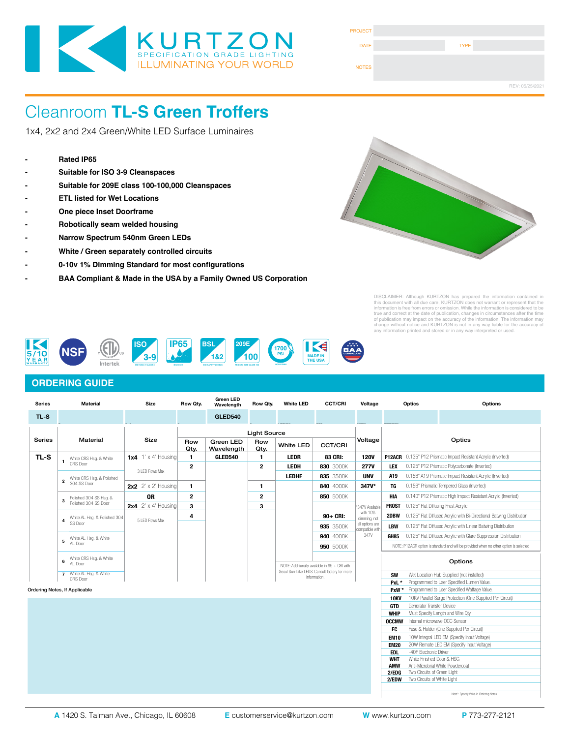KURTZON
SPECIFICATION GRADE LIGHTING
ILLUMINATING YOUR WORLD

| PROJECT | |
|---|---|
| DATE | TYPE |
| NOTES | |

REV: 05/25/2021

# Cleanroom **TL-S Green Troffers**

1x4, 2x2 and 2x4 Green/White LED Surface Luminaires

- **Rated IP65**
- **Suitable for ISO 3-9 Cleanspaces**
- **Suitable for 209E class 100-100,000 Cleanspaces**
- **ETL listed for Wet Locations**
- **One piece Inset Doorframe**
- **Robotically seam welded housing**
- **Narrow Spectrum 540nm Green LEDs**
- **White / Green separately controlled circuits**
- **0-10v 1% Dimming Standard for most configurations**
- **BAA Compliant & Made in the USA by a Family Owned US Corporation**

DISCLAIMER: Although KURTZON has prepared the information contained in this document with all due care, KURTZON does not warrant or represent that the information is free from errors or omission. While the information is considered to be true and correct at the date of publication, changes in circumstances after the time of publication may impact on the accuracy of the information. The information may change without notice and KURTZON is not in any way liable for the accuracy of any information printed and stored or in any way interpreted or used.

5/10 YEAR WARRANTY | NSF | ETL Intertek | ISO 3-9 | IP65 | BSL 1&2 | 209E 100 | 1700 PSI | MADE IN THE USA | BAA COMPLIANT

## ORDERING GUIDE

| Series | Material | Size | Row Qty. | Green LED Wavelength | Row Qty. | White LED | CCT/CRI | Voltage | Optics | Options |
|---|---|---|---|---|---|---|---|---|---|---|
| TL-S | | | | GLED540 | | | | | | |

| Series | Material | Size | Light Source: Row Qty. | Light Source: Green LED Wavelength | Light Source: Row Qty. | Light Source: White LED | Light Source: CCT/CRI | Voltage | Optics | |
|---|---|---|---|---|---|---|---|---|---|---|
| TL-S | **1** White CRS Hsg. & White CRS Door | **1x4** 1' x 4' Housing | **1** | **GLED540** | **1** | **LEDR** | **83 CRI:** | **120V** | **P12ACR** | 0.135" P12 Prismatic Impact Resistant Acrylic (Inverted) |
| | | 3 LED Rows Max | **2** | | **2** | **LEDH** | **830** 3000K | **277V** | **LEX** | 0.125" P12 Prismatic Polycarbonate (Inverted) |
| | **2** White CRS Hsg. & Polished 304 SS Door | | | | | **LEDHF** | **835** 3500K | **UNV** | **A19** | 0.156" A19 Prismatic Impact Resistant Acrylic (Inverted) |
| | | **2x2** 2' x 2' Housing | **1** | | **1** | | **840** 4000K | **347V*** | **TG** | 0.156" Prismatic Tempered Glass (Inverted) |
| | **3** Polished 304 SS Hsg. & Polished 304 SS Door | **OR** | **2** | | **2** | | **850** 5000K | | **HIA** | 0.140" P12 Prismatic High Impact Resistant Acrylic (Inverted) |
| | | **2x4** 2' x 4' Housing | **3** | | **3** | | | *347V Available with 10% dimming, not all options are compatible with 347V | **FROST** | 0.125" Flat Diffusing Frost Acrylic |
| | **4** White AL Hsg. & Polished 304 SS Door | 5 LED Rows Max | **4** | | | | **90+ CRI:** | | **2DBW** | 0.125" Flat Diffused Acrylic with Bi-Directional Batwing Distribution |
| | | | | | | | **935** 3500K | | **LBW** | 0.125" Flat Diffused Acrylic with Linear Batwing Distribution |
| | **5** White AL Hsg. & White AL Door | | | | | | **940** 4000K | | **GH85** | 0.125" Flat Diffused Acrylic with Glare Suppression Distribution |
| | | | | | | | **950** 5000K | | | NOTE: P12ACR option is standard and will be provided when no other option is selected |
| | **6** White CRS Hsg. & White AL Door | | | | | NOTE: Additionally available in 95 + CRI with Seoul Sun-Like LEDS. Consult factory for more information. | | | | |
| | **7** White AL Hsg. & White CRS Door | | | | | | | | | |

### Options

| Code | Description |
|---|---|
| **SW** | Wet Location Hub Supplied (not installed) |
| **PxL *** | Programmed to User Specified Lumen Value. |
| **PxW *** | Programmed to User Specified Wattage Value. |
| **10KV** | 10KV Parallel Surge Protection (One Supplied Per Circuit) |
| **GTD** | Generator Transfer Device |
| **WHIP** | Must Specify Length and Wire Qty |
| **OCCMW** | Internal microwave OCC Sensor |
| **FC** | Fuse & Holder (One Supplied Per Circuit) |
| **EM10** | 10W Integral LED EM (Specify Input Voltage) |
| **EM20** | 20W Remote LED EM (Specify Input Voltage) |
| **EDL** | -40F Electronic Driver |
| **WHT** | White Finished Door & HSG |
| **AMW** | Anti-Microbrial White Powdercoat |
| **2/EDG** | Two Circuits of Green Light |
| **2/EDW** | Two Circuits of White Light |

Note*: Specify Value in Ordering Notes

Ordering Notes, If Applicable

**A** 1420 S. Talman Ave., Chicago, IL 60608 **E** customerservice@kurtzon.com **W** www.kurtzon.com **P** 773-277-2121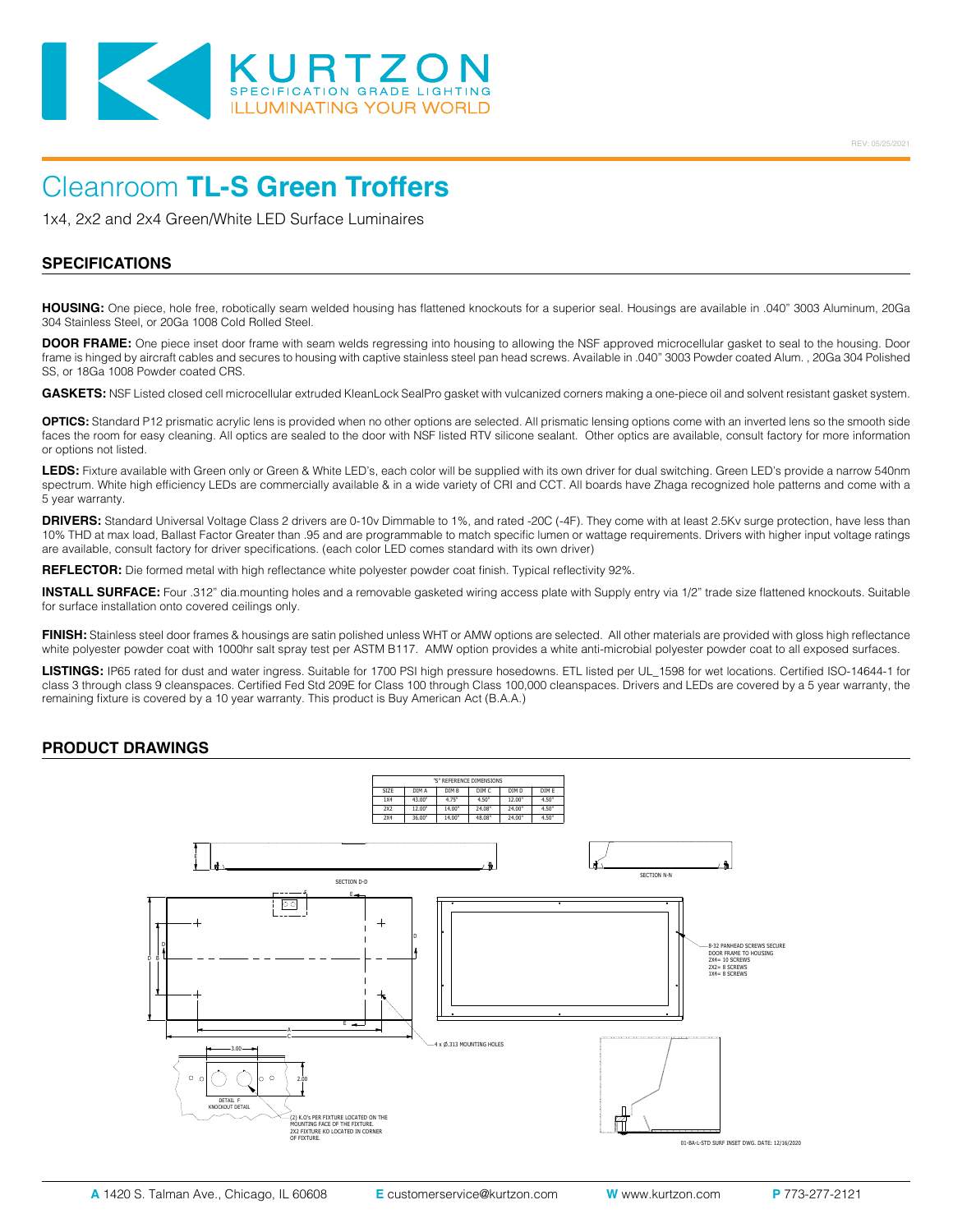KURTZON
SPECIFICATION GRADE LIGHTING
ILLUMINATING YOUR WORLD

REV: 05/25/2021

# Cleanroom **TL-S Green Troffers**

1x4, 2x2 and 2x4 Green/White LED Surface Luminaires

## SPECIFICATIONS

**HOUSING:** One piece, hole free, robotically seam welded housing has flattened knockouts for a superior seal. Housings are available in .040" 3003 Aluminum, 20Ga 304 Stainless Steel, or 20Ga 1008 Cold Rolled Steel.

**DOOR FRAME:** One piece inset door frame with seam welds regressing into housing to allowing the NSF approved microcellular gasket to seal to the housing. Door frame is hinged by aircraft cables and secures to housing with captive stainless steel pan head screws. Available in .040" 3003 Powder coated Alum. , 20Ga 304 Polished SS, or 18Ga 1008 Powder coated CRS.

**GASKETS:** NSF Listed closed cell microcellular extruded KleanLock SealPro gasket with vulcanized corners making a one-piece oil and solvent resistant gasket system.

**OPTICS:** Standard P12 prismatic acrylic lens is provided when no other options are selected. All prismatic lensing options come with an inverted lens so the smooth side faces the room for easy cleaning. All optics are sealed to the door with NSF listed RTV silicone sealant. Other optics are available, consult factory for more information or options not listed.

**LEDS:** Fixture available with Green only or Green & White LED's, each color will be supplied with its own driver for dual switching. Green LED's provide a narrow 540nm spectrum. White high efficiency LEDs are commercially available & in a wide variety of CRI and CCT. All boards have Zhaga recognized hole patterns and come with a 5 year warranty.

**DRIVERS:** Standard Universal Voltage Class 2 drivers are 0-10v Dimmable to 1%, and rated -20C (-4F). They come with at least 2.5Kv surge protection, have less than 10% THD at max load, Ballast Factor Greater than .95 and are programmable to match specific lumen or wattage requirements. Drivers with higher input voltage ratings are available, consult factory for driver specifications. (each color LED comes standard with its own driver)

**REFLECTOR:** Die formed metal with high reflectance white polyester powder coat finish. Typical reflectivity 92%.

**INSTALL SURFACE:** Four .312" dia.mounting holes and a removable gasketed wiring access plate with Supply entry via 1/2" trade size flattened knockouts. Suitable for surface installation onto covered ceilings only.

**FINISH:** Stainless steel door frames & housings are satin polished unless WHT or AMW options are selected. All other materials are provided with gloss high reflectance white polyester powder coat with 1000hr salt spray test per ASTM B117. AMW option provides a white anti-microbial polyester powder coat to all exposed surfaces.

**LISTINGS:** IP65 rated for dust and water ingress. Suitable for 1700 PSI high pressure hosedowns. ETL listed per UL_1598 for wet locations. Certified ISO-14644-1 for class 3 through class 9 cleanspaces. Certified Fed Std 209E for Class 100 through Class 100,000 cleanspaces. Drivers and LEDs are covered by a 5 year warranty, the remaining fixture is covered by a 10 year warranty. This product is Buy American Act (B.A.A.)

## PRODUCT DRAWINGS

"S" REFERENCE DIMENSIONS

| SIZE | DIM A | DIM B | DIM C | DIM D | DIM E |
|---|---|---|---|---|---|
| 1X4 | 43.00" | 4.75" | 4.50" | 12.00" | 4.50" |
| 2X2 | 12.00" | 14.00" | 24.08" | 24.00" | 4.50" |
| 2X4 | 36.00" | 14.00" | 48.08" | 24.00" | 4.50" |

SECTION D-D

SECTION N-N

8-32 PANHEAD SCREWS SECURE DOOR FRAME TO HOUSING
2X4= 10 SCREWS
2X2= 8 SCREWS
1X4= 8 SCREWS

4 x Ø.313 MOUNTING HOLES

3.00

2.00

DETAIL F
KNOCKOUT DETAIL

(2) K.O's PER FIXTURE LOCATED ON THE MOUNTING FACE OF THE FIXTURE.
2X2 FIXTURE KO LOCATED IN CORNER OF FIXTURE.

01-BA-L-STD SURF INSET DWG. DATE: 12/16/2020

**A** 1420 S. Talman Ave., Chicago, IL 60608 **E** customerservice@kurtzon.com **W** www.kurtzon.com **P** 773-277-2121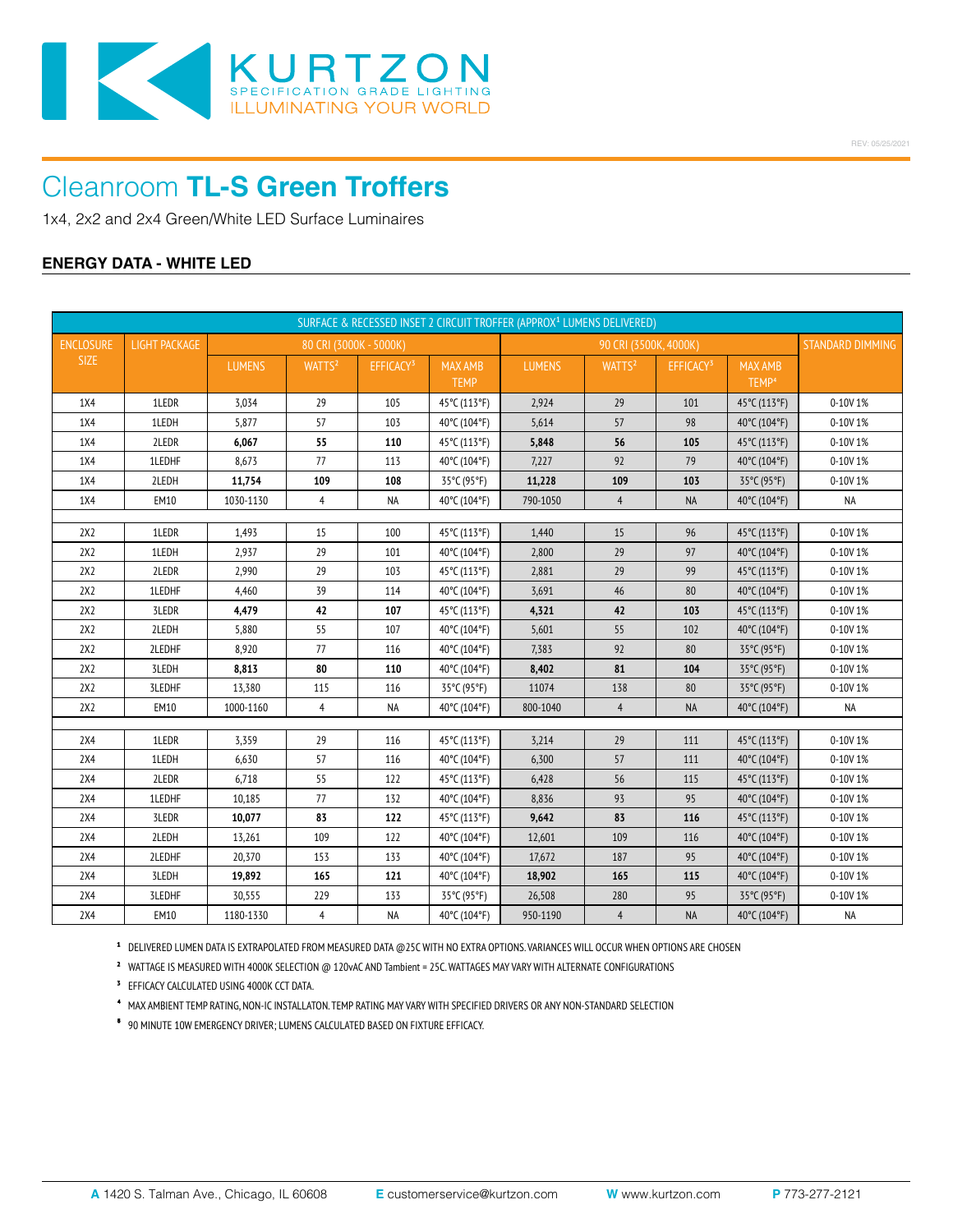KURTZON
SPECIFICATION GRADE LIGHTING
ILLUMINATING YOUR WORLD

REV: 05/25/2021

# Cleanroom **TL-S Green Troffers**

1x4, 2x2 and 2x4 Green/White LED Surface Luminaires

## ENERGY DATA - WHITE LED

| SURFACE & RECESSED INSET 2 CIRCUIT TROFFER (APPROX[1] LUMENS DELIVERED) | | | | | | | | | | |
|---|---|---|---|---|---|---|---|---|---|---|
| ENCLOSURE SIZE | LIGHT PACKAGE | 80 CRI (3000K - 5000K) | | | | 90 CRI (3500K, 4000K) | | | | STANDARD DIMMING |
| | | LUMENS | WATTS[2] | EFFICACY[3] | MAX AMB TEMP | LUMENS | WATTS[2] | EFFICACY[3] | MAX AMB TEMP[4] | |
| 1X4 | 1LEDR | 3,034 | 29 | 105 | 45°C (113°F) | 2,924 | 29 | 101 | 45°C (113°F) | 0-10V 1% |
| 1X4 | 1LEDH | 5,877 | 57 | 103 | 40°C (104°F) | 5,614 | 57 | 98 | 40°C (104°F) | 0-10V 1% |
| 1X4 | 2LEDR | **6,067** | **55** | **110** | 45°C (113°F) | **5,848** | **56** | **105** | 45°C (113°F) | 0-10V 1% |
| 1X4 | 1LEDHF | 8,673 | 77 | 113 | 40°C (104°F) | 7,227 | 92 | 79 | 40°C (104°F) | 0-10V 1% |
| 1X4 | 2LEDH | **11,754** | **109** | **108** | 35°C (95°F) | **11,228** | **109** | **103** | 35°C (95°F) | 0-10V 1% |
| 1X4 | EM10 | 1030-1130 | 4 | NA | 40°C (104°F) | 790-1050 | 4 | NA | 40°C (104°F) | NA |
| | | | | | | | | | | |
| 2X2 | 1LEDR | 1,493 | 15 | 100 | 45°C (113°F) | 1,440 | 15 | 96 | 45°C (113°F) | 0-10V 1% |
| 2X2 | 1LEDH | 2,937 | 29 | 101 | 40°C (104°F) | 2,800 | 29 | 97 | 40°C (104°F) | 0-10V 1% |
| 2X2 | 2LEDR | 2,990 | 29 | 103 | 45°C (113°F) | 2,881 | 29 | 99 | 45°C (113°F) | 0-10V 1% |
| 2X2 | 1LEDHF | 4,460 | 39 | 114 | 40°C (104°F) | 3,691 | 46 | 80 | 40°C (104°F) | 0-10V 1% |
| 2X2 | 3LEDR | **4,479** | **42** | **107** | 45°C (113°F) | **4,321** | **42** | **103** | 45°C (113°F) | 0-10V 1% |
| 2X2 | 2LEDH | 5,880 | 55 | 107 | 40°C (104°F) | 5,601 | 55 | 102 | 40°C (104°F) | 0-10V 1% |
| 2X2 | 2LEDHF | 8,920 | 77 | 116 | 40°C (104°F) | 7,383 | 92 | 80 | 35°C (95°F) | 0-10V 1% |
| 2X2 | 3LEDH | **8,813** | **80** | **110** | 40°C (104°F) | **8,402** | **81** | **104** | 35°C (95°F) | 0-10V 1% |
| 2X2 | 3LEDHF | 13,380 | 115 | 116 | 35°C (95°F) | 11074 | 138 | 80 | 35°C (95°F) | 0-10V 1% |
| 2X2 | EM10 | 1000-1160 | 4 | NA | 40°C (104°F) | 800-1040 | 4 | NA | 40°C (104°F) | NA |
| | | | | | | | | | | |
| 2X4 | 1LEDR | 3,359 | 29 | 116 | 45°C (113°F) | 3,214 | 29 | 111 | 45°C (113°F) | 0-10V 1% |
| 2X4 | 1LEDH | 6,630 | 57 | 116 | 40°C (104°F) | 6,300 | 57 | 111 | 40°C (104°F) | 0-10V 1% |
| 2X4 | 2LEDR | 6,718 | 55 | 122 | 45°C (113°F) | 6,428 | 56 | 115 | 45°C (113°F) | 0-10V 1% |
| 2X4 | 1LEDHF | 10,185 | 77 | 132 | 40°C (104°F) | 8,836 | 93 | 95 | 40°C (104°F) | 0-10V 1% |
| 2X4 | 3LEDR | **10,077** | **83** | **122** | 45°C (113°F) | **9,642** | **83** | **116** | 45°C (113°F) | 0-10V 1% |
| 2X4 | 2LEDH | 13,261 | 109 | 122 | 40°C (104°F) | 12,601 | 109 | 116 | 40°C (104°F) | 0-10V 1% |
| 2X4 | 2LEDHF | 20,370 | 153 | 133 | 40°C (104°F) | 17,672 | 187 | 95 | 40°C (104°F) | 0-10V 1% |
| 2X4 | 3LEDH | **19,892** | **165** | **121** | 40°C (104°F) | **18,902** | **165** | **115** | 40°C (104°F) | 0-10V 1% |
| 2X4 | 3LEDHF | 30,555 | 229 | 133 | 35°C (95°F) | 26,508 | 280 | 95 | 35°C (95°F) | 0-10V 1% |
| 2X4 | EM10 | 1180-1330 | 4 | NA | 40°C (104°F) | 950-1190 | 4 | NA | 40°C (104°F) | NA |

[1] DELIVERED LUMEN DATA IS EXTRAPOLATED FROM MEASURED DATA @25C WITH NO EXTRA OPTIONS. VARIANCES WILL OCCUR WHEN OPTIONS ARE CHOSEN

[2] WATTAGE IS MEASURED WITH 4000K SELECTION @ 120vAC AND Tambient = 25C. WATTAGES MAY VARY WITH ALTERNATE CONFIGURATIONS

[3] EFFICACY CALCULATED USING 4000K CCT DATA.

[4] MAX AMBIENT TEMP RATING, NON-IC INSTALLATON. TEMP RATING MAY VARY WITH SPECIFIED DRIVERS OR ANY NON-STANDARD SELECTION

[5] 90 MINUTE 10W EMERGENCY DRIVER; LUMENS CALCULATED BASED ON FIXTURE EFFICACY.

**A** 1420 S. Talman Ave., Chicago, IL 60608 **E** customerservice@kurtzon.com **W** www.kurtzon.com **P** 773-277-2121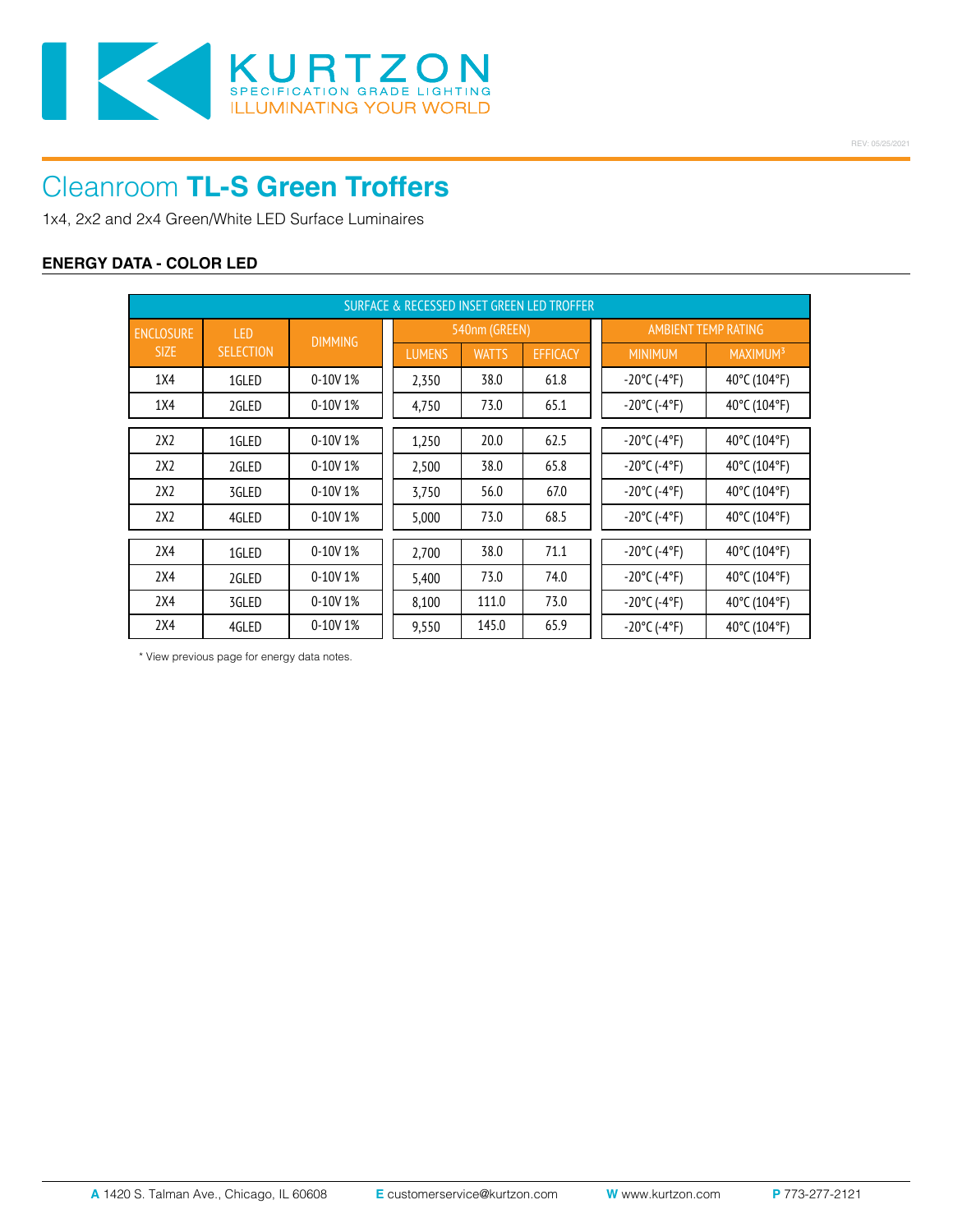# Cleanroom **TL-S Green Troffers**

1x4, 2x2 and 2x4 Green/White LED Surface Luminaires

## ENERGY DATA - COLOR LED

| SURFACE & RECESSED INSET GREEN LED TROFFER | | | | | | | |
|---|---|---|---|---|---|---|---|
| ENCLOSURE SIZE | LED SELECTION | DIMMING | 540nm (GREEN) | | | AMBIENT TEMP RATING | |
| | | | LUMENS | WATTS | EFFICACY | MINIMUM | MAXIMUM[3] |
| 1X4 | 1GLED | 0-10V 1% | 2,350 | 38.0 | 61.8 | -20°C (-4°F) | 40°C (104°F) |
| 1X4 | 2GLED | 0-10V 1% | 4,750 | 73.0 | 65.1 | -20°C (-4°F) | 40°C (104°F) |
| 2X2 | 1GLED | 0-10V 1% | 1,250 | 20.0 | 62.5 | -20°C (-4°F) | 40°C (104°F) |
| 2X2 | 2GLED | 0-10V 1% | 2,500 | 38.0 | 65.8 | -20°C (-4°F) | 40°C (104°F) |
| 2X2 | 3GLED | 0-10V 1% | 3,750 | 56.0 | 67.0 | -20°C (-4°F) | 40°C (104°F) |
| 2X2 | 4GLED | 0-10V 1% | 5,000 | 73.0 | 68.5 | -20°C (-4°F) | 40°C (104°F) |
| 2X4 | 1GLED | 0-10V 1% | 2,700 | 38.0 | 71.1 | -20°C (-4°F) | 40°C (104°F) |
| 2X4 | 2GLED | 0-10V 1% | 5,400 | 73.0 | 74.0 | -20°C (-4°F) | 40°C (104°F) |
| 2X4 | 3GLED | 0-10V 1% | 8,100 | 111.0 | 73.0 | -20°C (-4°F) | 40°C (104°F) |
| 2X4 | 4GLED | 0-10V 1% | 9,550 | 145.0 | 65.9 | -20°C (-4°F) | 40°C (104°F) |

* View previous page for energy data notes.